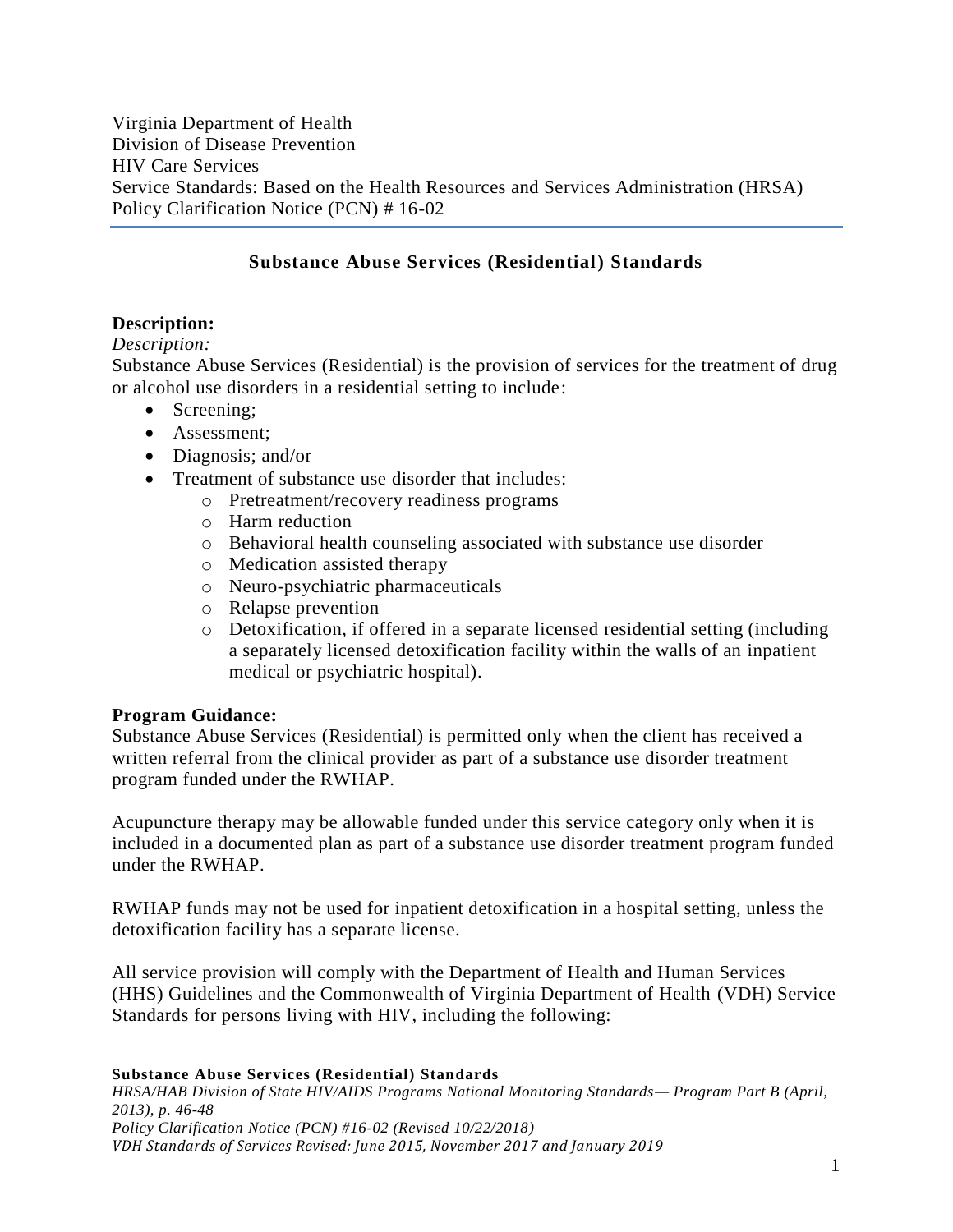Virginia Department of Health
Division of Disease Prevention
HIV Care Services
Service Standards: Based on the Health Resources and Services Administration (HRSA) Policy Clarification Notice (PCN) # 16-02

## Substance Abuse Services (Residential) Standards

**Description:**

*Description:*

Substance Abuse Services (Residential) is the provision of services for the treatment of drug or alcohol use disorders in a residential setting to include:

- Screening;
- Assessment;
- Diagnosis; and/or
- Treatment of substance use disorder that includes:
  - Pretreatment/recovery readiness programs
  - Harm reduction
  - Behavioral health counseling associated with substance use disorder
  - Medication assisted therapy
  - Neuro-psychiatric pharmaceuticals
  - Relapse prevention
  - Detoxification, if offered in a separate licensed residential setting (including a separately licensed detoxification facility within the walls of an inpatient medical or psychiatric hospital).

**Program Guidance:**

Substance Abuse Services (Residential) is permitted only when the client has received a written referral from the clinical provider as part of a substance use disorder treatment program funded under the RWHAP.

Acupuncture therapy may be allowable funded under this service category only when it is included in a documented plan as part of a substance use disorder treatment program funded under the RWHAP.

RWHAP funds may not be used for inpatient detoxification in a hospital setting, unless the detoxification facility has a separate license.

All service provision will comply with the Department of Health and Human Services (HHS) Guidelines and the Commonwealth of Virginia Department of Health (VDH) Service Standards for persons living with HIV, including the following:

**Substance Abuse Services (Residential) Standards**
*HRSA/HAB Division of State HIV/AIDS Programs National Monitoring Standards— Program Part B (April, 2013), p. 46-48*
*Policy Clarification Notice (PCN) #16-02 (Revised 10/22/2018)*
*VDH Standards of Services Revised: June 2015, November 2017 and January 2019*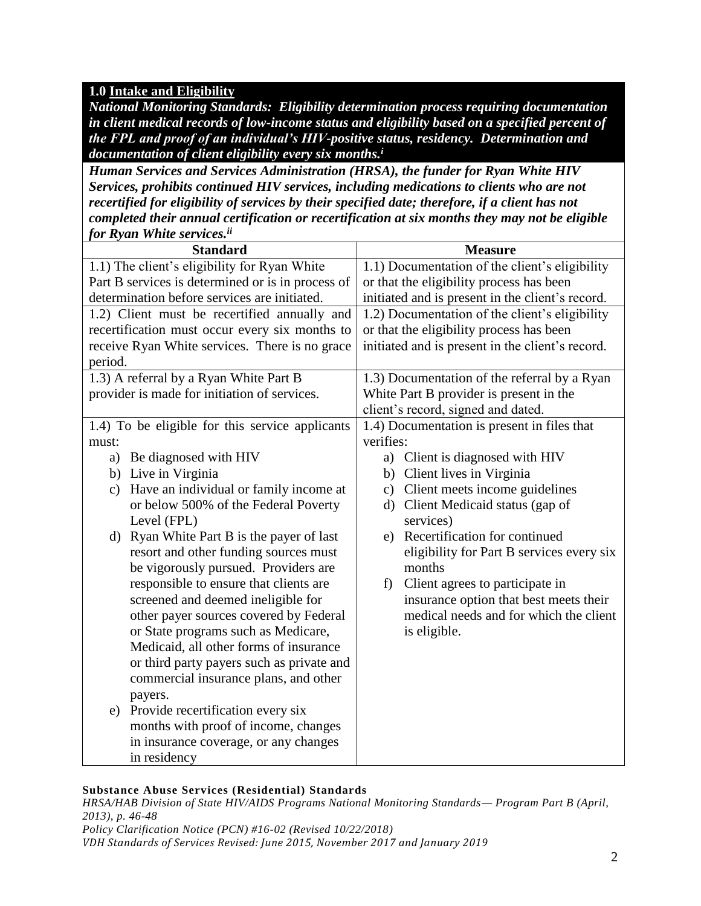**1.0 Intake and Eligibility**

***National Monitoring Standards: Eligibility determination process requiring documentation in client medical records of low-income status and eligibility based on a specified percent of the FPL and proof of an individual's HIV-positive status, residency. Determination and documentation of client eligibility every six months.[i]***

***Human Services and Services Administration (HRSA), the funder for Ryan White HIV Services, prohibits continued HIV services, including medications to clients who are not recertified for eligibility of services by their specified date; therefore, if a client has not completed their annual certification or recertification at six months they may not be eligible for Ryan White services.[ii]***

| Standard | Measure |
| --- | --- |
| 1.1) The client's eligibility for Ryan White Part B services is determined or is in process of determination before services are initiated. | 1.1) Documentation of the client's eligibility or that the eligibility process has been initiated and is present in the client's record. |
| 1.2) Client must be recertified annually and recertification must occur every six months to receive Ryan White services. There is no grace period. | 1.2) Documentation of the client's eligibility or that the eligibility process has been initiated and is present in the client's record. |
| 1.3) A referral by a Ryan White Part B provider is made for initiation of services. | 1.3) Documentation of the referral by a Ryan White Part B provider is present in the client's record, signed and dated. |
| 1.4) To be eligible for this service applicants must:<br>a) Be diagnosed with HIV<br>b) Live in Virginia<br>c) Have an individual or family income at or below 500% of the Federal Poverty Level (FPL)<br>d) Ryan White Part B is the payer of last resort and other funding sources must be vigorously pursued. Providers are responsible to ensure that clients are screened and deemed ineligible for other payer sources covered by Federal or State programs such as Medicare, Medicaid, all other forms of insurance or third party payers such as private and commercial insurance plans, and other payers.<br>e) Provide recertification every six months with proof of income, changes in insurance coverage, or any changes in residency | 1.4) Documentation is present in files that verifies:<br>a) Client is diagnosed with HIV<br>b) Client lives in Virginia<br>c) Client meets income guidelines<br>d) Client Medicaid status (gap of services)<br>e) Recertification for continued eligibility for Part B services every six months<br>f) Client agrees to participate in insurance option that best meets their medical needs and for which the client is eligible. |

**Substance Abuse Services (Residential) Standards**

*HRSA/HAB Division of State HIV/AIDS Programs National Monitoring Standards— Program Part B (April, 2013), p. 46-48*

*Policy Clarification Notice (PCN) #16-02 (Revised 10/22/2018)*

*VDH Standards of Services Revised: June 2015, November 2017 and January 2019*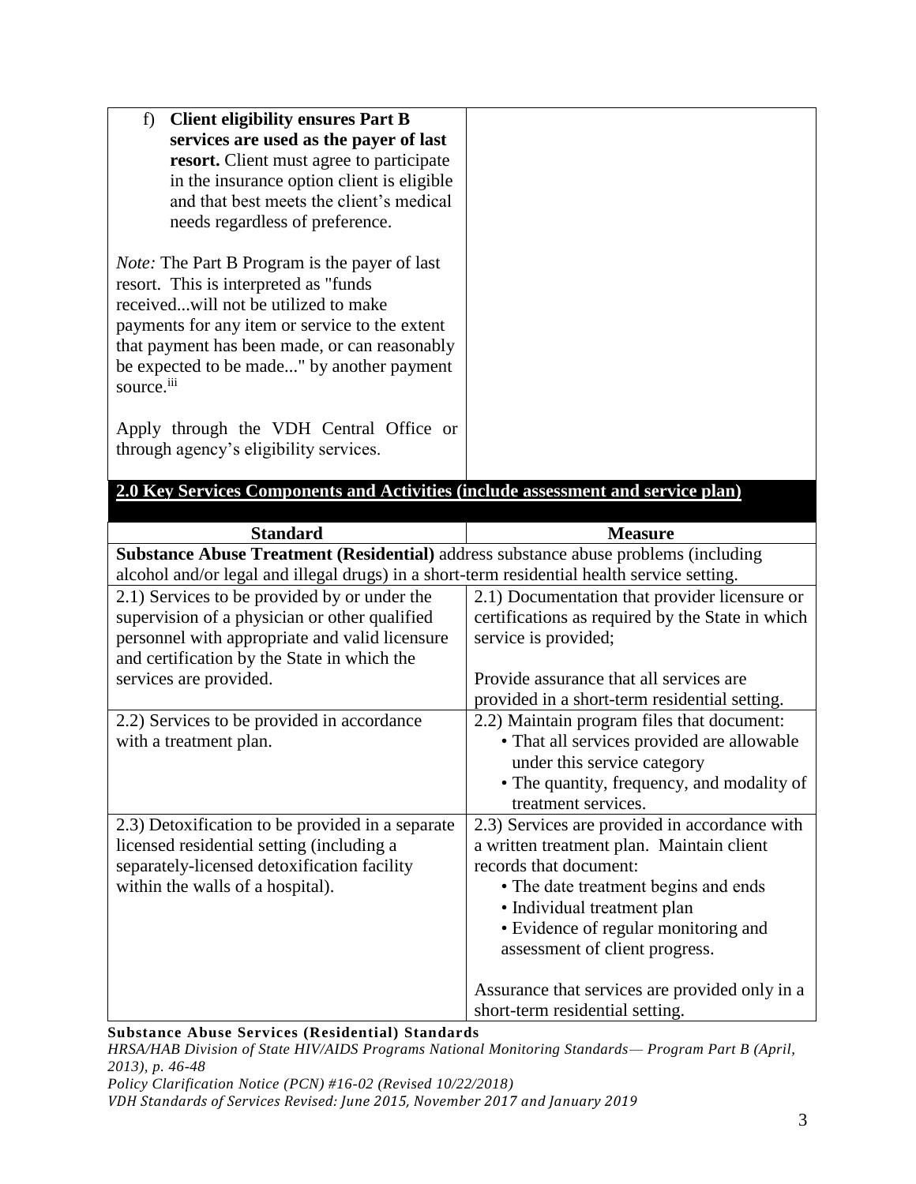| | |
|---|---|
| f) **Client eligibility ensures Part B services are used as the payer of last resort.** Client must agree to participate in the insurance option client is eligible and that best meets the client's medical needs regardless of preference.<br><br>*Note:* The Part B Program is the payer of last resort. This is interpreted as "funds received...will not be utilized to make payments for any item or service to the extent that payment has been made, or can reasonably be expected to be made..." by another payment source.[iii]<br><br>Apply through the VDH Central Office or through agency's eligibility services. | |

## 2.0 Key Services Components and Activities (include assessment and service plan)

| Standard | Measure |
|---|---|
| **Substance Abuse Treatment (Residential)** address substance abuse problems (including alcohol and/or legal and illegal drugs) in a short-term residential health service setting. | |
| 2.1) Services to be provided by or under the supervision of a physician or other qualified personnel with appropriate and valid licensure and certification by the State in which the services are provided. | 2.1) Documentation that provider licensure or certifications as required by the State in which service is provided;<br><br>Provide assurance that all services are provided in a short-term residential setting. |
| 2.2) Services to be provided in accordance with a treatment plan. | 2.2) Maintain program files that document:<br>• That all services provided are allowable under this service category<br>• The quantity, frequency, and modality of treatment services. |
| 2.3) Detoxification to be provided in a separate licensed residential setting (including a separately-licensed detoxification facility within the walls of a hospital). | 2.3) Services are provided in accordance with a written treatment plan. Maintain client records that document:<br>• The date treatment begins and ends<br>• Individual treatment plan<br>• Evidence of regular monitoring and assessment of client progress.<br><br>Assurance that services are provided only in a short-term residential setting. |

**Substance Abuse Services (Residential) Standards**
*HRSA/HAB Division of State HIV/AIDS Programs National Monitoring Standards— Program Part B (April, 2013), p. 46-48*
*Policy Clarification Notice (PCN) #16-02 (Revised 10/22/2018)*
*VDH Standards of Services Revised: June 2015, November 2017 and January 2019*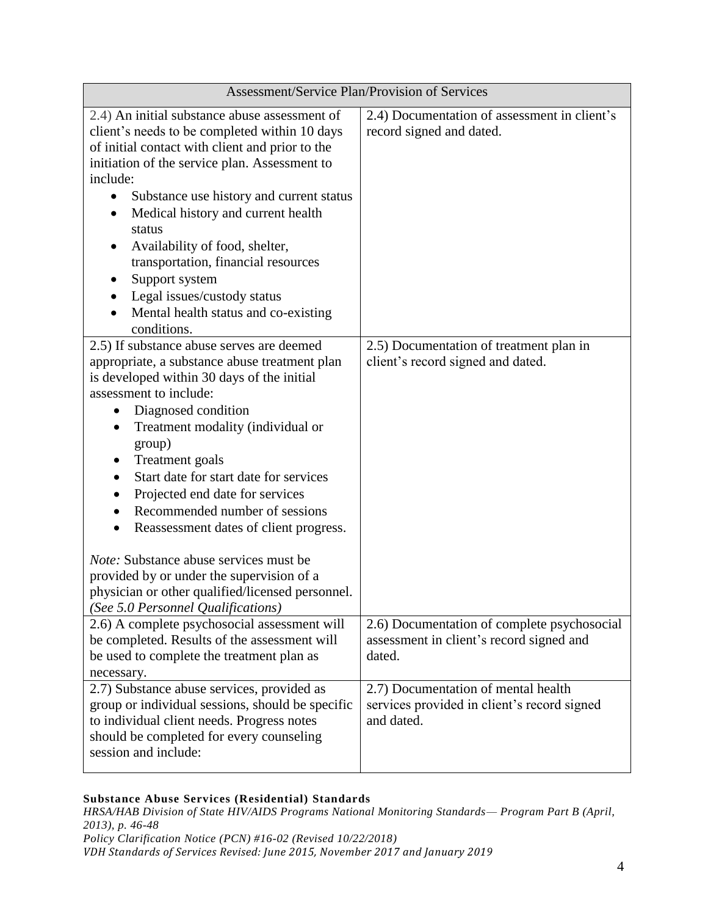| Assessment/Service Plan/Provision of Services | |
|---|---|
| 2.4) An initial substance abuse assessment of client's needs to be completed within 10 days of initial contact with client and prior to the initiation of the service plan. Assessment to include:<br>• Substance use history and current status<br>• Medical history and current health status<br>• Availability of food, shelter, transportation, financial resources<br>• Support system<br>• Legal issues/custody status<br>• Mental health status and co-existing conditions. | 2.4) Documentation of assessment in client's record signed and dated. |
| 2.5) If substance abuse serves are deemed appropriate, a substance abuse treatment plan is developed within 30 days of the initial assessment to include:<br>• Diagnosed condition<br>• Treatment modality (individual or group)<br>• Treatment goals<br>• Start date for start date for services<br>• Projected end date for services<br>• Recommended number of sessions<br>• Reassessment dates of client progress.<br><br>*Note:* Substance abuse services must be provided by or under the supervision of a physician or other qualified/licensed personnel. *(See 5.0 Personnel Qualifications)* | 2.5) Documentation of treatment plan in client's record signed and dated. |
| 2.6) A complete psychosocial assessment will be completed. Results of the assessment will be used to complete the treatment plan as necessary. | 2.6) Documentation of complete psychosocial assessment in client's record signed and dated. |
| 2.7) Substance abuse services, provided as group or individual sessions, should be specific to individual client needs. Progress notes should be completed for every counseling session and include: | 2.7) Documentation of mental health services provided in client's record signed and dated. |

**Substance Abuse Services (Residential) Standards**
*HRSA/HAB Division of State HIV/AIDS Programs National Monitoring Standards— Program Part B (April, 2013), p. 46-48*
*Policy Clarification Notice (PCN) #16-02 (Revised 10/22/2018)*
*VDH Standards of Services Revised: June 2015, November 2017 and January 2019*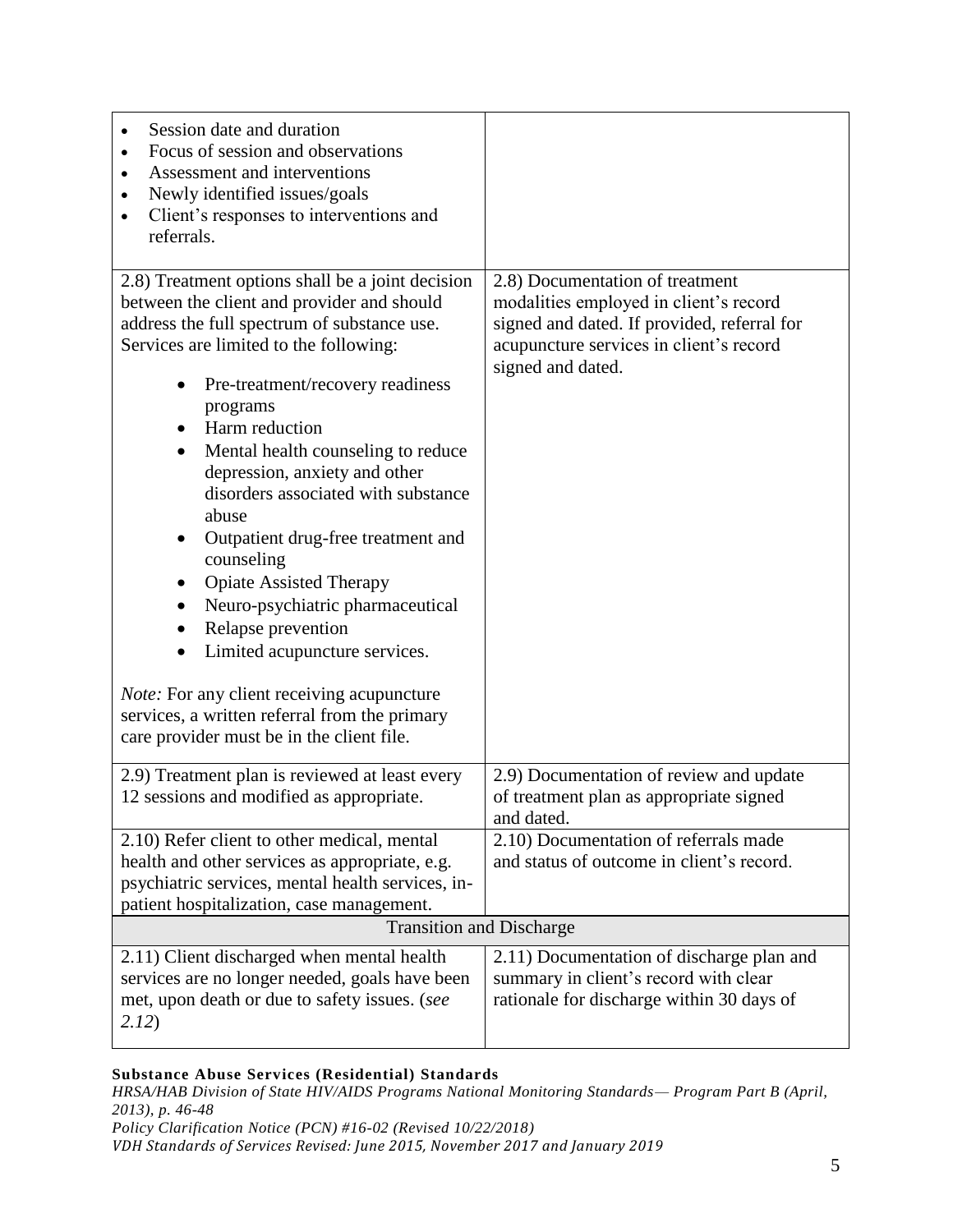| | |
|---|---|
| • Session date and duration<br>• Focus of session and observations<br>• Assessment and interventions<br>• Newly identified issues/goals<br>• Client's responses to interventions and referrals. | |
| 2.8) Treatment options shall be a joint decision between the client and provider and should address the full spectrum of substance use. Services are limited to the following:<br><br>• Pre-treatment/recovery readiness programs<br>• Harm reduction<br>• Mental health counseling to reduce depression, anxiety and other disorders associated with substance abuse<br>• Outpatient drug-free treatment and counseling<br>• Opiate Assisted Therapy<br>• Neuro-psychiatric pharmaceutical<br>• Relapse prevention<br>• Limited acupuncture services.<br><br>*Note:* For any client receiving acupuncture services, a written referral from the primary care provider must be in the client file. | 2.8) Documentation of treatment modalities employed in client's record signed and dated. If provided, referral for acupuncture services in client's record signed and dated. |
| 2.9) Treatment plan is reviewed at least every 12 sessions and modified as appropriate. | 2.9) Documentation of review and update of treatment plan as appropriate signed and dated. |
| 2.10) Refer client to other medical, mental health and other services as appropriate, e.g. psychiatric services, mental health services, in-patient hospitalization, case management. | 2.10) Documentation of referrals made and status of outcome in client's record. |
| **Transition and Discharge** | |
| 2.11) Client discharged when mental health services are no longer needed, goals have been met, upon death or due to safety issues. (*see 2.12*) | 2.11) Documentation of discharge plan and summary in client's record with clear rationale for discharge within 30 days of |

**Substance Abuse Services (Residential) Standards**
*HRSA/HAB Division of State HIV/AIDS Programs National Monitoring Standards— Program Part B (April, 2013), p. 46-48*
*Policy Clarification Notice (PCN) #16-02 (Revised 10/22/2018)*
*VDH Standards of Services Revised: June 2015, November 2017 and January 2019*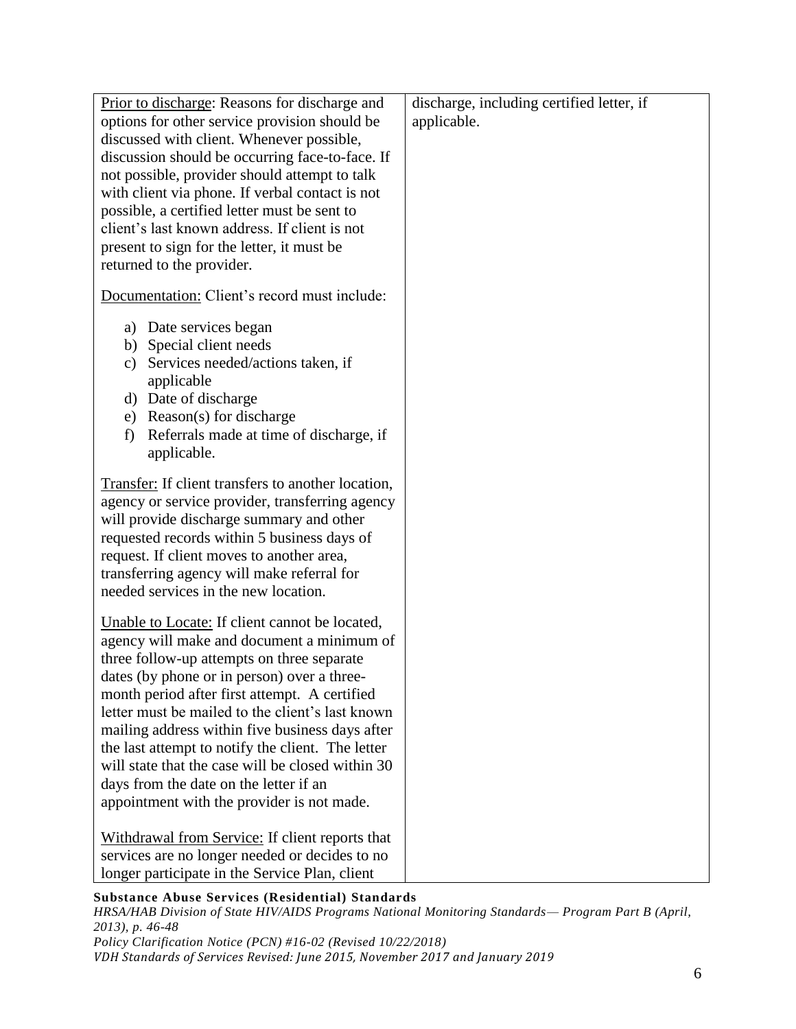| | |
|---|---|
| <u>Prior to discharge</u>: Reasons for discharge and options for other service provision should be discussed with client. Whenever possible, discussion should be occurring face-to-face. If not possible, provider should attempt to talk with client via phone. If verbal contact is not possible, a certified letter must be sent to client's last known address. If client is not present to sign for the letter, it must be returned to the provider.<br><br><u>Documentation:</u> Client's record must include:<br><br>a) Date services began<br>b) Special client needs<br>c) Services needed/actions taken, if applicable<br>d) Date of discharge<br>e) Reason(s) for discharge<br>f) Referrals made at time of discharge, if applicable.<br><br><u>Transfer:</u> If client transfers to another location, agency or service provider, transferring agency will provide discharge summary and other requested records within 5 business days of request. If client moves to another area, transferring agency will make referral for needed services in the new location.<br><br><u>Unable to Locate:</u> If client cannot be located, agency will make and document a minimum of three follow-up attempts on three separate dates (by phone or in person) over a three-month period after first attempt. A certified letter must be mailed to the client's last known mailing address within five business days after the last attempt to notify the client. The letter will state that the case will be closed within 30 days from the date on the letter if an appointment with the provider is not made.<br><br><u>Withdrawal from Service:</u> If client reports that services are no longer needed or decides to no longer participate in the Service Plan, client | discharge, including certified letter, if applicable. |

**Substance Abuse Services (Residential) Standards**
*HRSA/HAB Division of State HIV/AIDS Programs National Monitoring Standards— Program Part B (April, 2013), p. 46-48*
*Policy Clarification Notice (PCN) #16-02 (Revised 10/22/2018)*
*VDH Standards of Services Revised: June 2015, November 2017 and January 2019*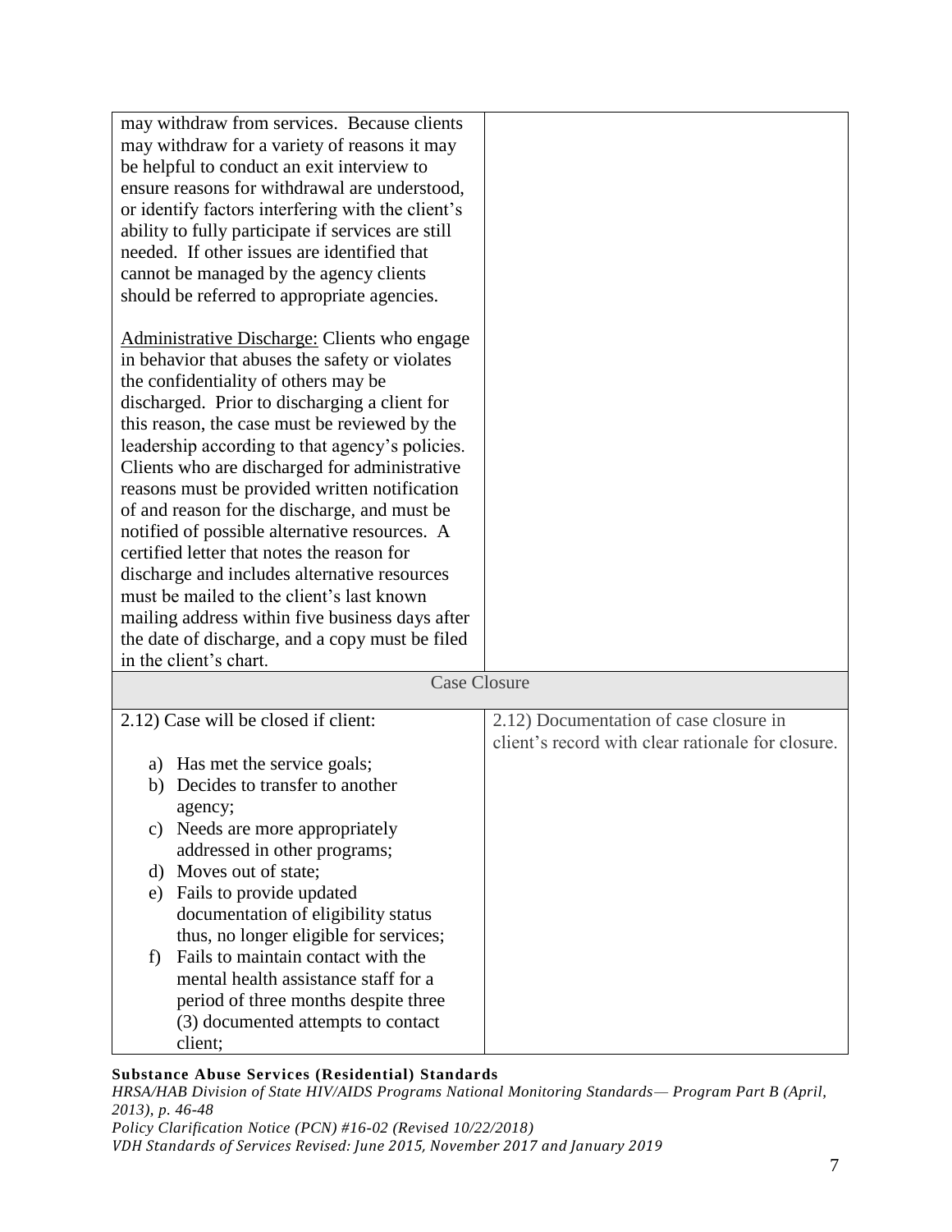| | |
|---|---|
| may withdraw from services. Because clients may withdraw for a variety of reasons it may be helpful to conduct an exit interview to ensure reasons for withdrawal are understood, or identify factors interfering with the client's ability to fully participate if services are still needed. If other issues are identified that cannot be managed by the agency clients should be referred to appropriate agencies.<br><br><u>Administrative Discharge:</u> Clients who engage in behavior that abuses the safety or violates the confidentiality of others may be discharged. Prior to discharging a client for this reason, the case must be reviewed by the leadership according to that agency's policies. Clients who are discharged for administrative reasons must be provided written notification of and reason for the discharge, and must be notified of possible alternative resources. A certified letter that notes the reason for discharge and includes alternative resources must be mailed to the client's last known mailing address within five business days after the date of discharge, and a copy must be filed in the client's chart. | |
| **Case Closure** | |
| 2.12) Case will be closed if client:<br><br>a) Has met the service goals;<br>b) Decides to transfer to another agency;<br>c) Needs are more appropriately addressed in other programs;<br>d) Moves out of state;<br>e) Fails to provide updated documentation of eligibility status thus, no longer eligible for services;<br>f) Fails to maintain contact with the mental health assistance staff for a period of three months despite three (3) documented attempts to contact client; | 2.12) Documentation of case closure in client's record with clear rationale for closure. |

**Substance Abuse Services (Residential) Standards**
*HRSA/HAB Division of State HIV/AIDS Programs National Monitoring Standards— Program Part B (April, 2013), p. 46-48*
*Policy Clarification Notice (PCN) #16-02 (Revised 10/22/2018)*
*VDH Standards of Services Revised: June 2015, November 2017 and January 2019*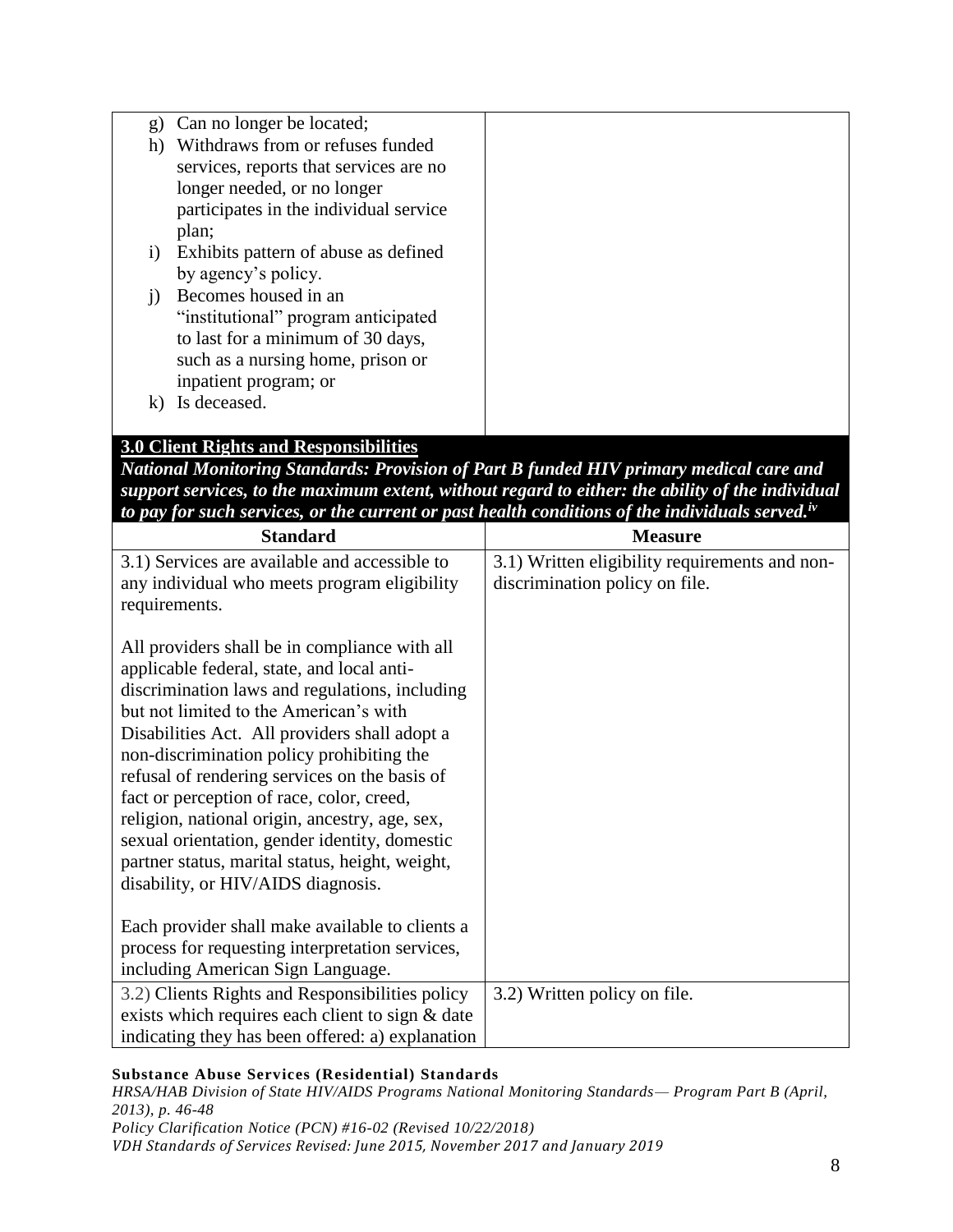| | |
|---|---|
| g) Can no longer be located;<br>h) Withdraws from or refuses funded services, reports that services are no longer needed, or no longer participates in the individual service plan;<br>i) Exhibits pattern of abuse as defined by agency's policy.<br>j) Becomes housed in an "institutional" program anticipated to last for a minimum of 30 days, such as a nursing home, prison or inpatient program; or<br>k) Is deceased. | |

**3.0 Client Rights and Responsibilities**

***National Monitoring Standards: Provision of Part B funded HIV primary medical care and support services, to the maximum extent, without regard to either: the ability of the individual to pay for such services, or the current or past health conditions of the individuals served.[iv]***

| Standard | Measure |
|---|---|
| 3.1) Services are available and accessible to any individual who meets program eligibility requirements.<br><br>All providers shall be in compliance with all applicable federal, state, and local anti-discrimination laws and regulations, including but not limited to the American's with Disabilities Act. All providers shall adopt a non-discrimination policy prohibiting the refusal of rendering services on the basis of fact or perception of race, color, creed, religion, national origin, ancestry, age, sex, sexual orientation, gender identity, domestic partner status, marital status, height, weight, disability, or HIV/AIDS diagnosis.<br><br>Each provider shall make available to clients a process for requesting interpretation services, including American Sign Language. | 3.1) Written eligibility requirements and non-discrimination policy on file. |
| 3.2) Clients Rights and Responsibilities policy exists which requires each client to sign & date indicating they has been offered: a) explanation | 3.2) Written policy on file. |

**Substance Abuse Services (Residential) Standards**

*HRSA/HAB Division of State HIV/AIDS Programs National Monitoring Standards— Program Part B (April, 2013), p. 46-48*

*Policy Clarification Notice (PCN) #16-02 (Revised 10/22/2018)*

*VDH Standards of Services Revised: June 2015, November 2017 and January 2019*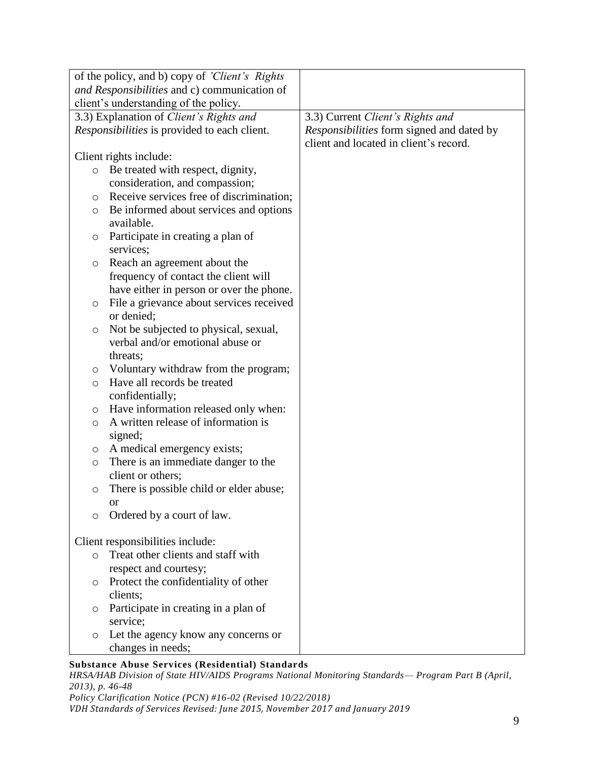| | |
|---|---|
| of the policy, and b) copy of *'Client's Rights and Responsibilities* and c) communication of client's understanding of the policy. | |
| 3.3) Explanation of *Client's Rights and Responsibilities* is provided to each client.<br><br>Client rights include:<br>○ Be treated with respect, dignity, consideration, and compassion;<br>○ Receive services free of discrimination;<br>○ Be informed about services and options available.<br>○ Participate in creating a plan of services;<br>○ Reach an agreement about the frequency of contact the client will have either in person or over the phone.<br>○ File a grievance about services received or denied;<br>○ Not be subjected to physical, sexual, verbal and/or emotional abuse or threats;<br>○ Voluntary withdraw from the program;<br>○ Have all records be treated confidentially;<br>○ Have information released only when:<br>○ A written release of information is signed;<br>○ A medical emergency exists;<br>○ There is an immediate danger to the client or others;<br>○ There is possible child or elder abuse; or<br>○ Ordered by a court of law.<br><br>Client responsibilities include:<br>○ Treat other clients and staff with respect and courtesy;<br>○ Protect the confidentiality of other clients;<br>○ Participate in creating in a plan of service;<br>○ Let the agency know any concerns or changes in needs; | 3.3) Current *Client's Rights and Responsibilities* form signed and dated by client and located in client's record. |

**Substance Abuse Services (Residential) Standards**
*HRSA/HAB Division of State HIV/AIDS Programs National Monitoring Standards— Program Part B (April, 2013), p. 46-48*
*Policy Clarification Notice (PCN) #16-02 (Revised 10/22/2018)*
*VDH Standards of Services Revised: June 2015, November 2017 and January 2019*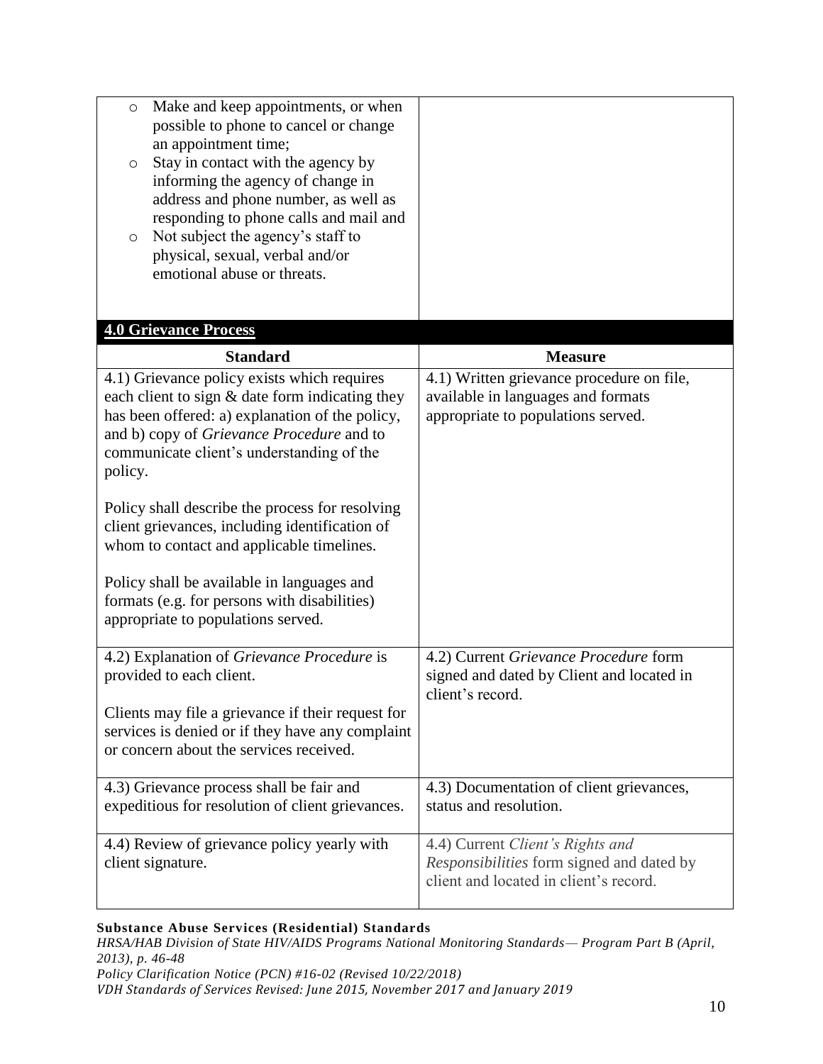| | |
|---|---|
| ○ Make and keep appointments, or when possible to phone to cancel or change an appointment time;<br>○ Stay in contact with the agency by informing the agency of change in address and phone number, as well as responding to phone calls and mail and<br>○ Not subject the agency's staff to physical, sexual, verbal and/or emotional abuse or threats. | |

**4.0 Grievance Process**

| Standard | Measure |
|---|---|
| 4.1) Grievance policy exists which requires each client to sign & date form indicating they has been offered: a) explanation of the policy, and b) copy of *Grievance Procedure* and to communicate client's understanding of the policy.<br><br>Policy shall describe the process for resolving client grievances, including identification of whom to contact and applicable timelines.<br><br>Policy shall be available in languages and formats (e.g. for persons with disabilities) appropriate to populations served. | 4.1) Written grievance procedure on file, available in languages and formats appropriate to populations served. |
| 4.2) Explanation of *Grievance Procedure* is provided to each client.<br><br>Clients may file a grievance if their request for services is denied or if they have any complaint or concern about the services received. | 4.2) Current *Grievance Procedure* form signed and dated by Client and located in client's record. |
| 4.3) Grievance process shall be fair and expeditious for resolution of client grievances. | 4.3) Documentation of client grievances, status and resolution. |
| 4.4) Review of grievance policy yearly with client signature. | 4.4) Current *Client's Rights and Responsibilities* form signed and dated by client and located in client's record. |

**Substance Abuse Services (Residential) Standards**
*HRSA/HAB Division of State HIV/AIDS Programs National Monitoring Standards— Program Part B (April, 2013), p. 46-48*
*Policy Clarification Notice (PCN) #16-02 (Revised 10/22/2018)*
*VDH Standards of Services Revised: June 2015, November 2017 and January 2019*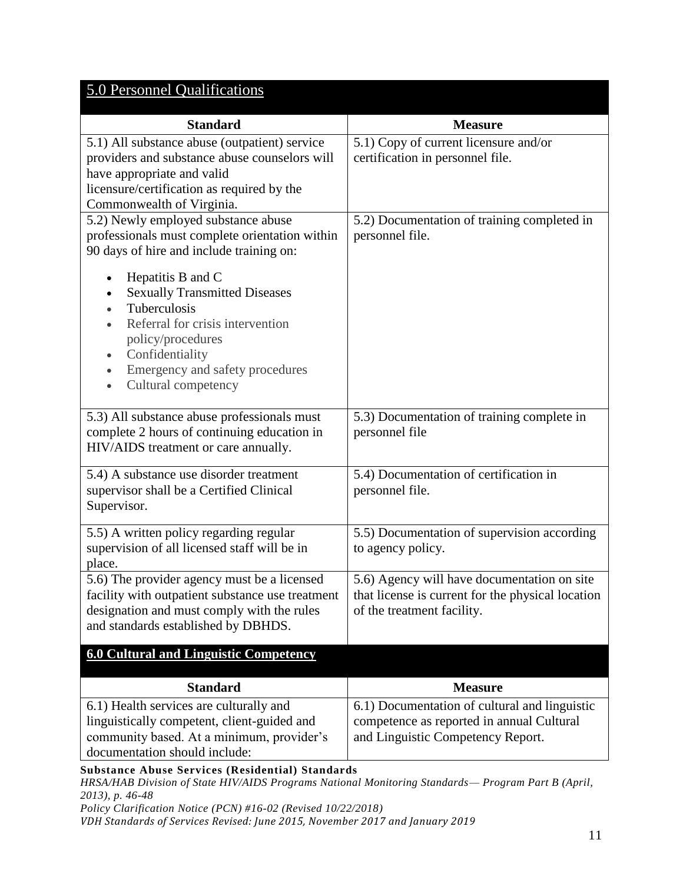## 5.0 Personnel Qualifications

| Standard | Measure |
|---|---|
| 5.1) All substance abuse (outpatient) service providers and substance abuse counselors will have appropriate and valid licensure/certification as required by the Commonwealth of Virginia. | 5.1) Copy of current licensure and/or certification in personnel file. |
| 5.2) Newly employed substance abuse professionals must complete orientation within 90 days of hire and include training on:<br>• Hepatitis B and C<br>• Sexually Transmitted Diseases<br>• Tuberculosis<br>• Referral for crisis intervention policy/procedures<br>• Confidentiality<br>• Emergency and safety procedures<br>• Cultural competency | 5.2) Documentation of training completed in personnel file. |
| 5.3) All substance abuse professionals must complete 2 hours of continuing education in HIV/AIDS treatment or care annually. | 5.3) Documentation of training complete in personnel file |
| 5.4) A substance use disorder treatment supervisor shall be a Certified Clinical Supervisor. | 5.4) Documentation of certification in personnel file. |
| 5.5) A written policy regarding regular supervision of all licensed staff will be in place. | 5.5) Documentation of supervision according to agency policy. |
| 5.6) The provider agency must be a licensed facility with outpatient substance use treatment designation and must comply with the rules and standards established by DBHDS. | 5.6) Agency will have documentation on site that license is current for the physical location of the treatment facility. |

## 6.0 Cultural and Linguistic Competency

| Standard | Measure |
|---|---|
| 6.1) Health services are culturally and linguistically competent, client-guided and community based. At a minimum, provider's documentation should include: | 6.1) Documentation of cultural and linguistic competence as reported in annual Cultural and Linguistic Competency Report. |

**Substance Abuse Services (Residential) Standards**
*HRSA/HAB Division of State HIV/AIDS Programs National Monitoring Standards— Program Part B (April, 2013), p. 46-48*
*Policy Clarification Notice (PCN) #16-02 (Revised 10/22/2018)*
*VDH Standards of Services Revised: June 2015, November 2017 and January 2019*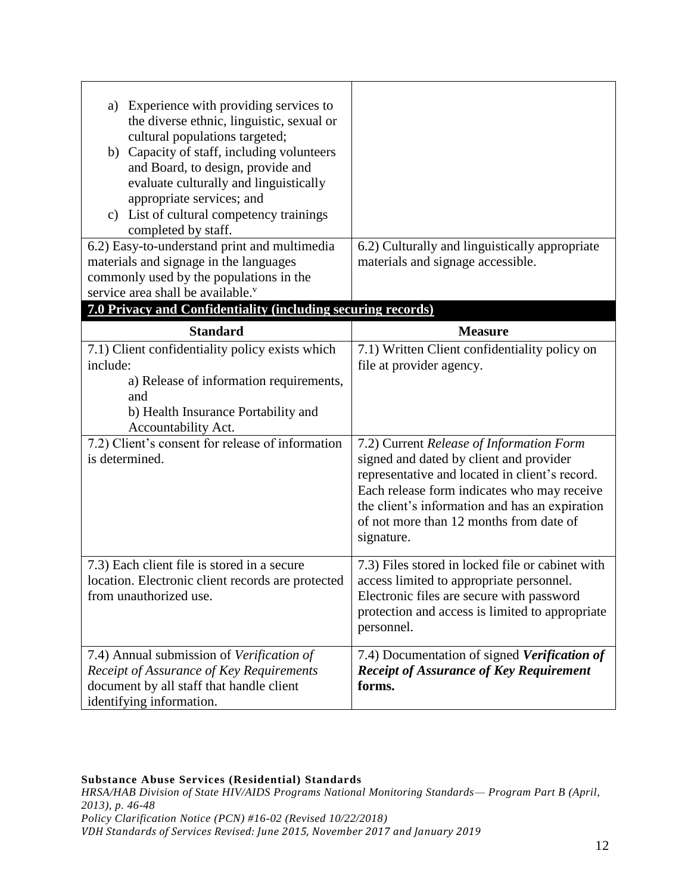| | |
|---|---|
| a) Experience with providing services to the diverse ethnic, linguistic, sexual or cultural populations targeted;<br>b) Capacity of staff, including volunteers and Board, to design, provide and evaluate culturally and linguistically appropriate services; and<br>c) List of cultural competency trainings completed by staff. | |
| 6.2) Easy-to-understand print and multimedia materials and signage in the languages commonly used by the populations in the service area shall be available.[v] | 6.2) Culturally and linguistically appropriate materials and signage accessible. |

**7.0 Privacy and Confidentiality (including securing records)**

| Standard | Measure |
|---|---|
| 7.1) Client confidentiality policy exists which include:<br>a) Release of information requirements, and<br>b) Health Insurance Portability and Accountability Act. | 7.1) Written Client confidentiality policy on file at provider agency. |
| 7.2) Client's consent for release of information is determined. | 7.2) Current *Release of Information Form* signed and dated by client and provider representative and located in client's record. Each release form indicates who may receive the client's information and has an expiration of not more than 12 months from date of signature. |
| 7.3) Each client file is stored in a secure location. Electronic client records are protected from unauthorized use. | 7.3) Files stored in locked file or cabinet with access limited to appropriate personnel. Electronic files are secure with password protection and access is limited to appropriate personnel. |
| 7.4) Annual submission of *Verification of Receipt of Assurance of Key Requirements* document by all staff that handle client identifying information. | 7.4) Documentation of signed ***Verification of Receipt of Assurance of Key Requirement* forms.** |

**Substance Abuse Services (Residential) Standards**
*HRSA/HAB Division of State HIV/AIDS Programs National Monitoring Standards— Program Part B (April, 2013), p. 46-48*
*Policy Clarification Notice (PCN) #16-02 (Revised 10/22/2018)*
*VDH Standards of Services Revised: June 2015, November 2017 and January 2019*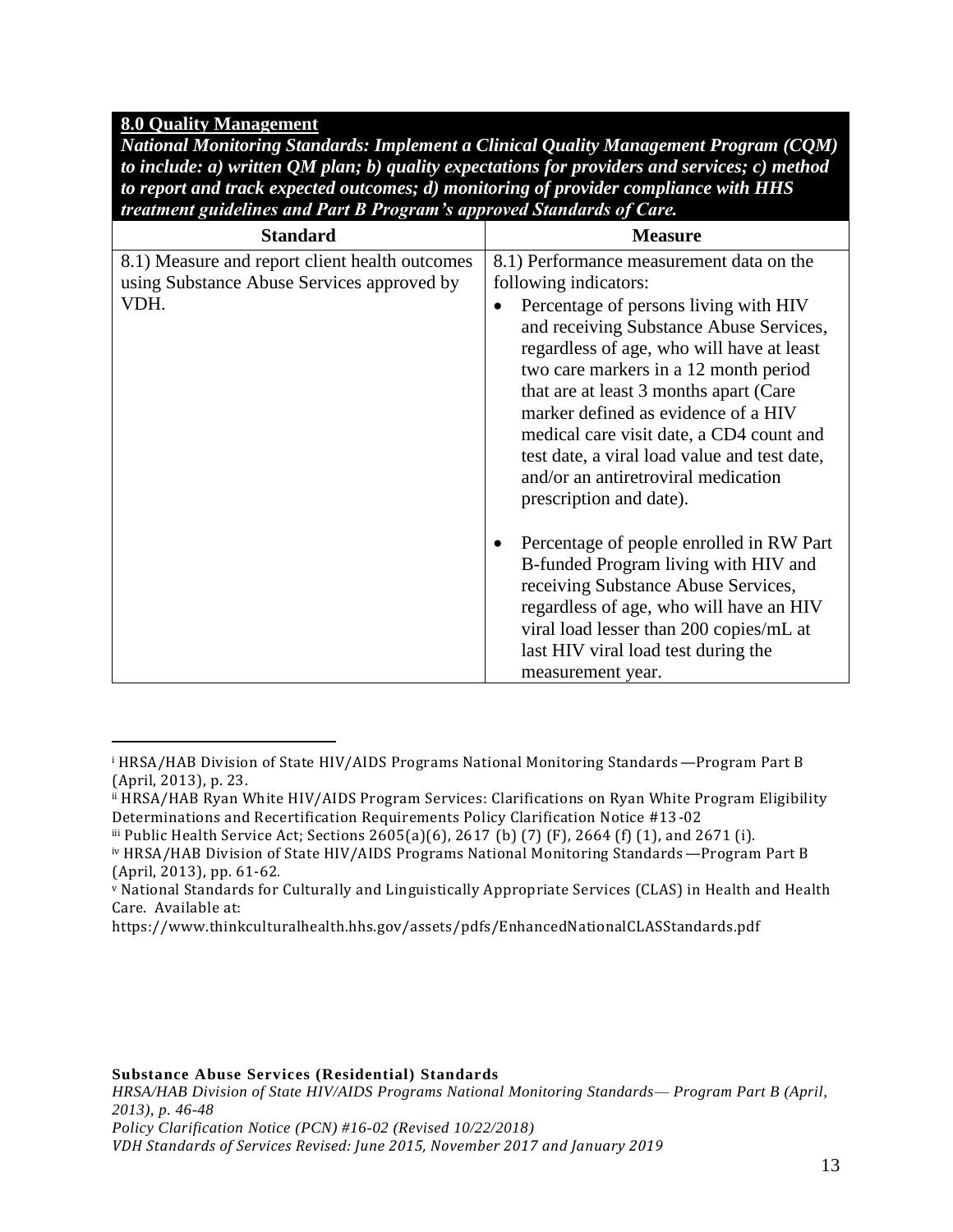**8.0 Quality Management**

***National Monitoring Standards: Implement a Clinical Quality Management Program (CQM) to include: a) written QM plan; b) quality expectations for providers and services; c) method to report and track expected outcomes; d) monitoring of provider compliance with HHS treatment guidelines and Part B Program's approved Standards of Care.***

| Standard | Measure |
|---|---|
| 8.1) Measure and report client health outcomes using Substance Abuse Services approved by VDH. | 8.1) Performance measurement data on the following indicators:<br>• Percentage of persons living with HIV and receiving Substance Abuse Services, regardless of age, who will have at least two care markers in a 12 month period that are at least 3 months apart (Care marker defined as evidence of a HIV medical care visit date, a CD4 count and test date, a viral load value and test date, and/or an antiretroviral medication prescription and date).<br>• Percentage of people enrolled in RW Part B-funded Program living with HIV and receiving Substance Abuse Services, regardless of age, who will have an HIV viral load lesser than 200 copies/mL at last HIV viral load test during the measurement year. |

---

[i] HRSA/HAB Division of State HIV/AIDS Programs National Monitoring Standards —Program Part B (April, 2013), p. 23.

[ii] HRSA/HAB Ryan White HIV/AIDS Program Services: Clarifications on Ryan White Program Eligibility Determinations and Recertification Requirements Policy Clarification Notice #13-02

[iii] Public Health Service Act; Sections 2605(a)(6), 2617 (b) (7) (F), 2664 (f) (1), and 2671 (i).

[iv] HRSA/HAB Division of State HIV/AIDS Programs National Monitoring Standards —Program Part B (April, 2013), pp. 61-62.

[v] National Standards for Culturally and Linguistically Appropriate Services (CLAS) in Health and Health Care. Available at: https://www.thinkculturalhealth.hhs.gov/assets/pdfs/EnhancedNationalCLASStandards.pdf

**Substance Abuse Services (Residential) Standards**
*HRSA/HAB Division of State HIV/AIDS Programs National Monitoring Standards— Program Part B (April, 2013), p. 46-48*
*Policy Clarification Notice (PCN) #16-02 (Revised 10/22/2018)*
*VDH Standards of Services Revised: June 2015, November 2017 and January 2019*